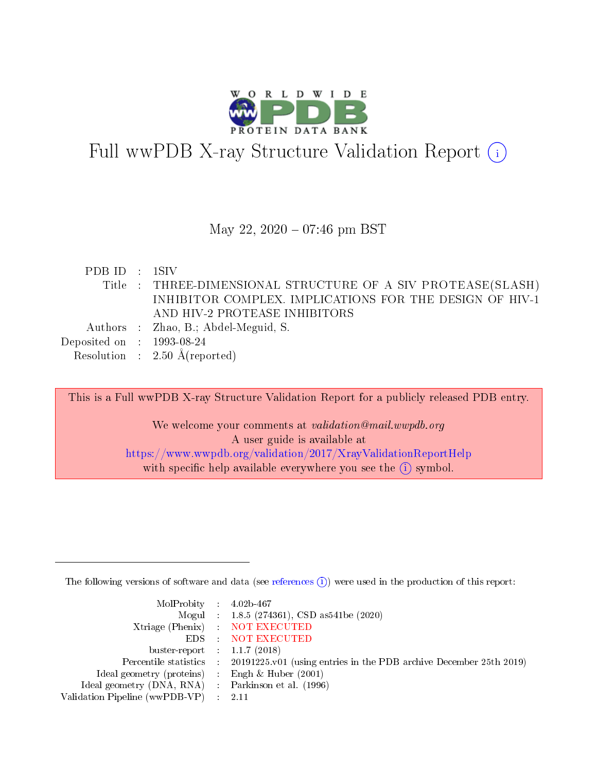# Full wwPDB X-ray Structure Validation Report

May 22, 2020 – 07:46 pm BST

| | | |
|---|---|---|
| PDB ID | : | 1SIV |
| Title | : | THREE-DIMENSIONAL STRUCTURE OF A SIV PROTEASE(SLASH) INHIBITOR COMPLEX. IMPLICATIONS FOR THE DESIGN OF HIV-1 AND HIV-2 PROTEASE INHIBITORS |
| Authors | : | Zhao, B.; Abdel-Meguid, S. |
| Deposited on | : | 1993-08-24 |
| Resolution | : | 2.50 Å(reported) |

This is a Full wwPDB X-ray Structure Validation Report for a publicly released PDB entry.

We welcome your comments at *validation@mail.wwpdb.org*
A user guide is available at
https://www.wwpdb.org/validation/2017/XrayValidationReportHelp
with specific help available everywhere you see the (i) symbol.

---

The following versions of software and data (see references (i)) were used in the production of this report:

| | | |
|---|---|---|
| MolProbity | : | 4.02b-467 |
| Mogul | : | 1.8.5 (274361), CSD as541be (2020) |
| Xtriage (Phenix) | : | NOT EXECUTED |
| EDS | : | NOT EXECUTED |
| buster-report | : | 1.1.7 (2018) |
| Percentile statistics | : | 20191225.v01 (using entries in the PDB archive December 25th 2019) |
| Ideal geometry (proteins) | : | Engh & Huber (2001) |
| Ideal geometry (DNA, RNA) | : | Parkinson et al. (1996) |
| Validation Pipeline (wwPDB-VP) | : | 2.11 |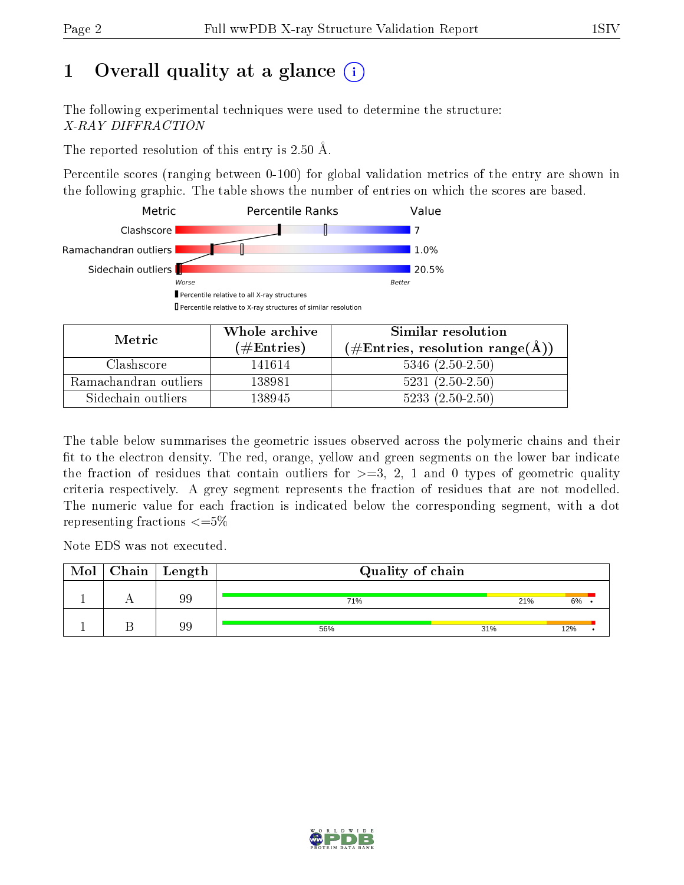# 1 Overall quality at a glance

The following experimental techniques were used to determine the structure:
*X-RAY DIFFRACTION*

The reported resolution of this entry is 2.50 Å.

Percentile scores (ranging between 0-100) for global validation metrics of the entry are shown in the following graphic. The table shows the number of entries on which the scores are based.

| Metric | Value |
|---|---|
| Clashscore | 7 |
| Ramachandran outliers | 1.0% |
| Sidechain outliers | 20.5% |

Worse — Better

▮ Percentile relative to all X-ray structures
▯ Percentile relative to X-ray structures of similar resolution

| Metric | Whole archive (#Entries) | Similar resolution (#Entries, resolution range(Å)) |
|---|---|---|
| Clashscore | 141614 | 5346 (2.50-2.50) |
| Ramachandran outliers | 138981 | 5231 (2.50-2.50) |
| Sidechain outliers | 138945 | 5233 (2.50-2.50) |

The table below summarises the geometric issues observed across the polymeric chains and their fit to the electron density. The red, orange, yellow and green segments on the lower bar indicate the fraction of residues that contain outliers for >=3, 2, 1 and 0 types of geometric quality criteria respectively. A grey segment represents the fraction of residues that are not modelled. The numeric value for each fraction is indicated below the corresponding segment, with a dot representing fractions <=5%

Note EDS was not executed.

| Mol | Chain | Length | Quality of chain |
|---|---|---|---|
| 1 | A | 99 | 71% / 21% / 6% / • |
| 1 | B | 99 | 56% / 31% / 12% / • |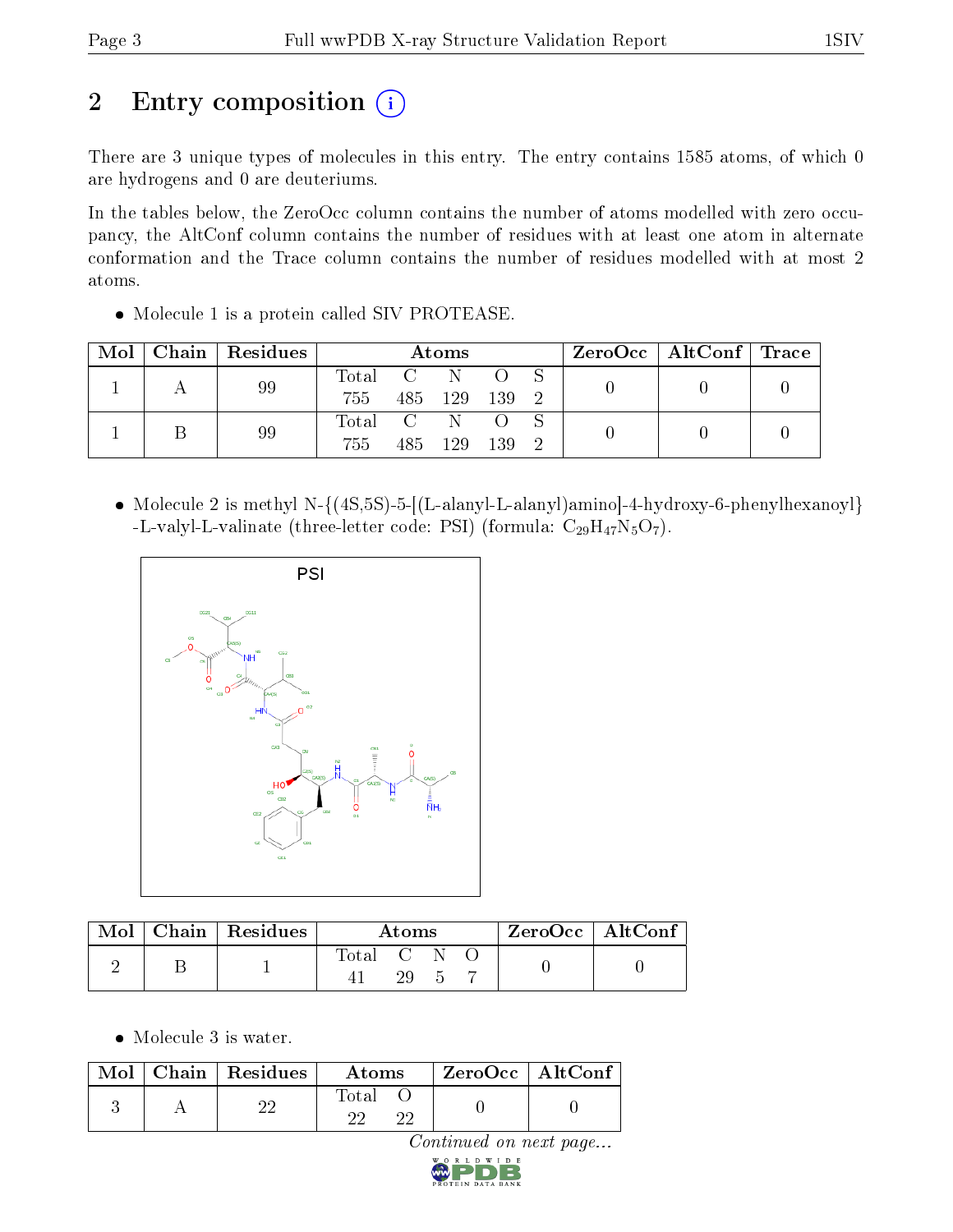# 2 Entry composition

There are 3 unique types of molecules in this entry. The entry contains 1585 atoms, of which 0 are hydrogens and 0 are deuteriums.

In the tables below, the ZeroOcc column contains the number of atoms modelled with zero occupancy, the AltConf column contains the number of residues with at least one atom in alternate conformation and the Trace column contains the number of residues modelled with at most 2 atoms.

- Molecule 1 is a protein called SIV PROTEASE.

| Mol | Chain | Residues | Atoms | | | | | ZeroOcc | AltConf | Trace |
|---|---|---|---|---|---|---|---|---|---|---|
| 1 | A | 99 | Total 755 | C 485 | N 129 | O 139 | S 2 | 0 | 0 | 0 |
| 1 | B | 99 | Total 755 | C 485 | N 129 | O 139 | S 2 | 0 | 0 | 0 |

- Molecule 2 is methyl N-{(4S,5S)-5-[(L-alanyl-L-alanyl)amino]-4-hydroxy-6-phenylhexanoyl}-L-valyl-L-valinate (three-letter code: PSI) (formula: $C_{29}H_{47}N_5O_7$).

| Mol | Chain | Residues | Atoms | | | | ZeroOcc | AltConf |
|---|---|---|---|---|---|---|---|---|
| 2 | B | 1 | Total 41 | C 29 | N 5 | O 7 | 0 | 0 |

- Molecule 3 is water.

| Mol | Chain | Residues | Atoms | | ZeroOcc | AltConf |
|---|---|---|---|---|---|---|
| 3 | A | 22 | Total 22 | O 22 | 0 | 0 |

*Continued on next page...*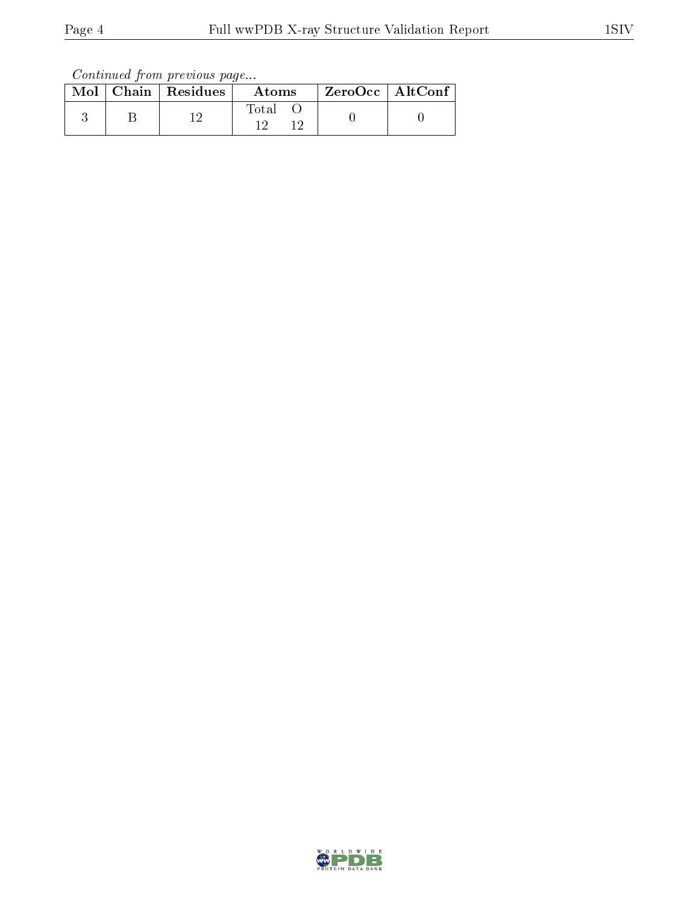*Continued from previous page...*

| Mol | Chain | Residues | Atoms | ZeroOcc | AltConf |
|---|---|---|---|---|---|
| 3 | B | 12 | Total O<br>12 12 | 0 | 0 |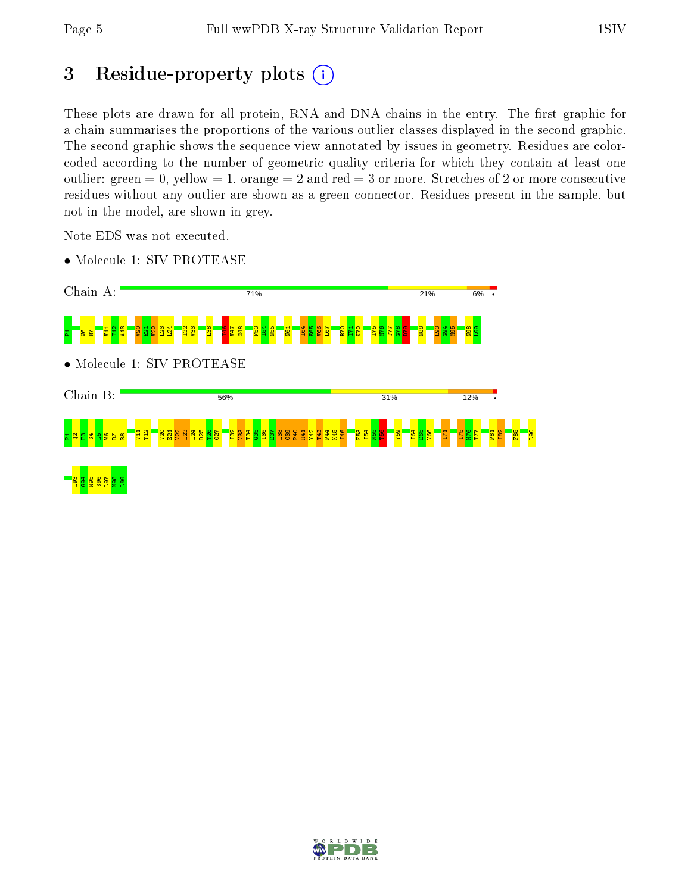# 3 Residue-property plots

These plots are drawn for all protein, RNA and DNA chains in the entry. The first graphic for a chain summarises the proportions of the various outlier classes displayed in the second graphic. The second graphic shows the sequence view annotated by issues in geometry. Residues are color-coded according to the number of geometric quality criteria for which they contain at least one outlier: green = 0, yellow = 1, orange = 2 and red = 3 or more. Stretches of 2 or more consecutive residues without any outlier are shown as a green connector. Residues present in the sample, but not in the model, are shown in grey.

Note EDS was not executed.

- Molecule 1: SIV PROTEASE

Chain A: 71% 21% 6% •

P1 W6 R7 V11 T12 A13 V20 E21 V22 L23 L24 I32 V33 L38 I46 V47 G48 F53 I54 N55 N61 I64 E65 V66 L67 R70 I71 K72 I75 M76 T77 G78 D79 N88 L93 G94 M95 N98 L99

- Molecule 1: SIV PROTEASE

Chain B: 56% 31% 12% •

P1 Q2 P3 S4 L5 W6 R7 R8 V11 T12 V20 E21 V22 L23 L24 D25 T26 G27 I32 V33 T34 G35 I36 E37 L38 G39 P40 H41 Y42 T43 P44 K45 I46 F53 I54 N55 T56 Y59 I64 E65 V66 I71 I75 M76 T77 P81 I82 F85 L90 L93 G94 M95 S96 L97 N98 L99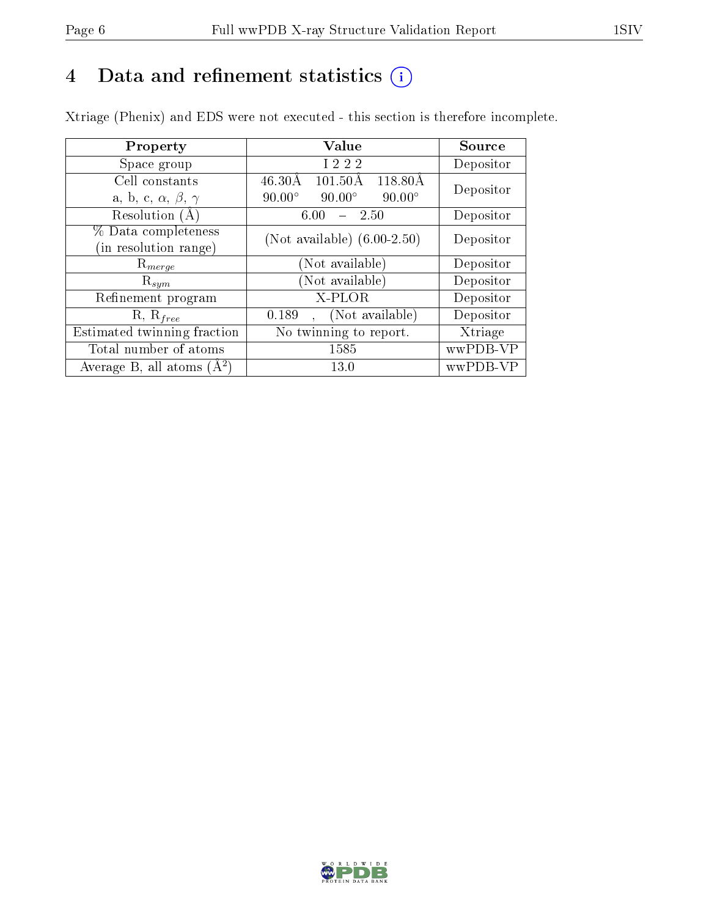# 4 Data and refinement statistics ⓘ

Xtriage (Phenix) and EDS were not executed - this section is therefore incomplete.

| Property | Value | Source |
|---|---|---|
| Space group | I 2 2 2 | Depositor |
| Cell constants<br>a, b, c, $\alpha$, $\beta$, $\gamma$ | 46.30Å 101.50Å 118.80Å<br>90.00° 90.00° 90.00° | Depositor |
| Resolution (Å) | 6.00 – 2.50 | Depositor |
| % Data completeness<br>(in resolution range) | (Not available) (6.00-2.50) | Depositor |
| $R_{merge}$ | (Not available) | Depositor |
| $R_{sym}$ | (Not available) | Depositor |
| Refinement program | X-PLOR | Depositor |
| R, $R_{free}$ | 0.189 , (Not available) | Depositor |
| Estimated twinning fraction | No twinning to report. | Xtriage |
| Total number of atoms | 1585 | wwPDB-VP |
| Average B, all atoms (Å$^2$) | 13.0 | wwPDB-VP |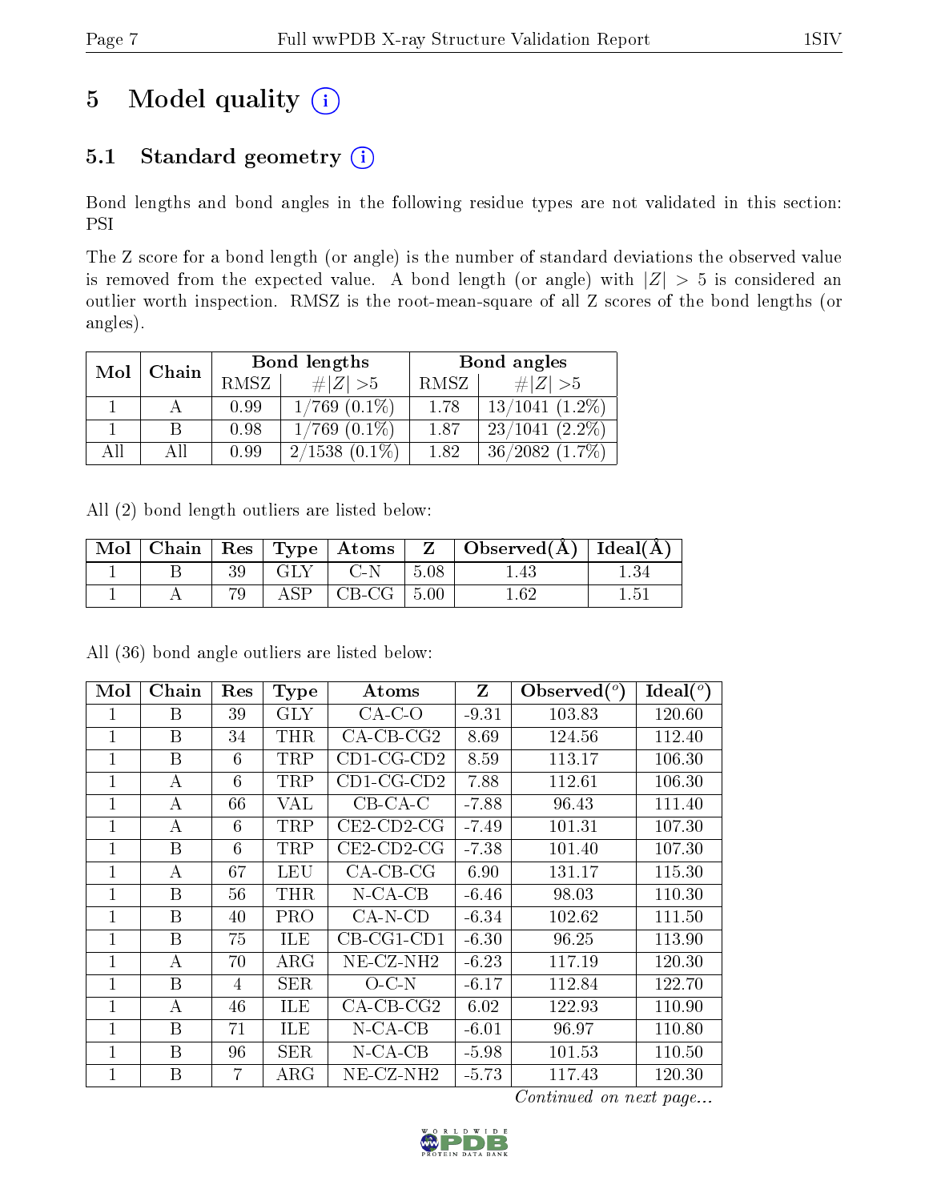# 5 Model quality

## 5.1 Standard geometry

Bond lengths and bond angles in the following residue types are not validated in this section: PSI

The Z score for a bond length (or angle) is the number of standard deviations the observed value is removed from the expected value. A bond length (or angle) with $|Z| > 5$ is considered an outlier worth inspection. RMSZ is the root-mean-square of all Z scores of the bond lengths (or angles).

| Mol | Chain | Bond lengths | | Bond angles | |
|---|---|---|---|---|---|
| | | RMSZ | #$\|Z\|$ >5 | RMSZ | #$\|Z\|$ >5 |
| 1 | A | 0.99 | 1/769 (0.1%) | 1.78 | 13/1041 (1.2%) |
| 1 | B | 0.98 | 1/769 (0.1%) | 1.87 | 23/1041 (2.2%) |
| All | All | 0.99 | 2/1538 (0.1%) | 1.82 | 36/2082 (1.7%) |

All (2) bond length outliers are listed below:

| Mol | Chain | Res | Type | Atoms | Z | Observed(Å) | Ideal(Å) |
|---|---|---|---|---|---|---|---|
| 1 | B | 39 | GLY | C-N | 5.08 | 1.43 | 1.34 |
| 1 | A | 79 | ASP | CB-CG | 5.00 | 1.62 | 1.51 |

All (36) bond angle outliers are listed below:

| Mol | Chain | Res | Type | Atoms | Z | Observed($^o$) | Ideal($^o$) |
|---|---|---|---|---|---|---|---|
| 1 | B | 39 | GLY | CA-C-O | -9.31 | 103.83 | 120.60 |
| 1 | B | 34 | THR | CA-CB-CG2 | 8.69 | 124.56 | 112.40 |
| 1 | B | 6 | TRP | CD1-CG-CD2 | 8.59 | 113.17 | 106.30 |
| 1 | A | 6 | TRP | CD1-CG-CD2 | 7.88 | 112.61 | 106.30 |
| 1 | A | 66 | VAL | CB-CA-C | -7.88 | 96.43 | 111.40 |
| 1 | A | 6 | TRP | CE2-CD2-CG | -7.49 | 101.31 | 107.30 |
| 1 | B | 6 | TRP | CE2-CD2-CG | -7.38 | 101.40 | 107.30 |
| 1 | A | 67 | LEU | CA-CB-CG | 6.90 | 131.17 | 115.30 |
| 1 | B | 56 | THR | N-CA-CB | -6.46 | 98.03 | 110.30 |
| 1 | B | 40 | PRO | CA-N-CD | -6.34 | 102.62 | 111.50 |
| 1 | B | 75 | ILE | CB-CG1-CD1 | -6.30 | 96.25 | 113.90 |
| 1 | A | 70 | ARG | NE-CZ-NH2 | -6.23 | 117.19 | 120.30 |
| 1 | B | 4 | SER | O-C-N | -6.17 | 112.84 | 122.70 |
| 1 | A | 46 | ILE | CA-CB-CG2 | 6.02 | 122.93 | 110.90 |
| 1 | B | 71 | ILE | N-CA-CB | -6.01 | 96.97 | 110.80 |
| 1 | B | 96 | SER | N-CA-CB | -5.98 | 101.53 | 110.50 |
| 1 | B | 7 | ARG | NE-CZ-NH2 | -5.73 | 117.43 | 120.30 |

*Continued on next page...*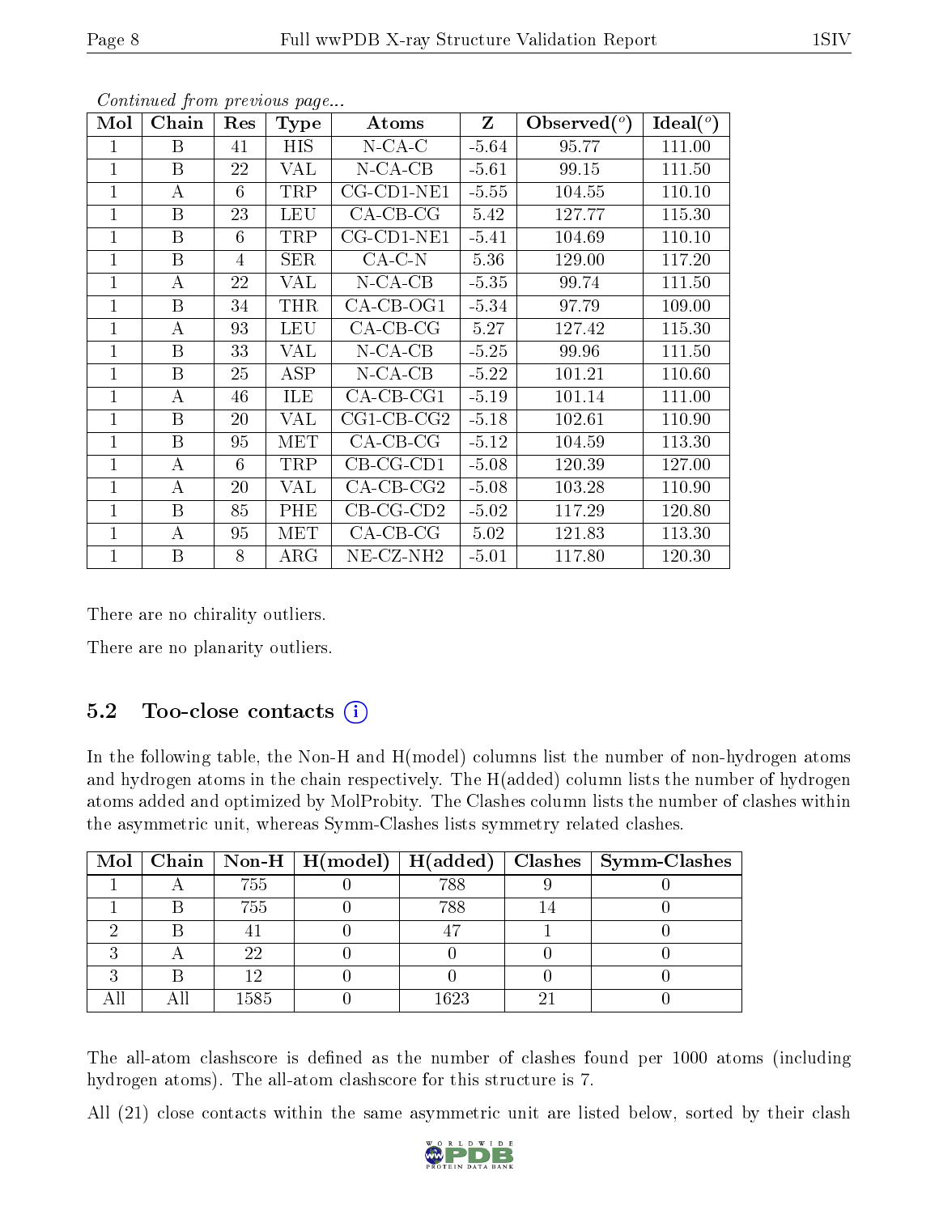*Continued from previous page...*

| Mol | Chain | Res | Type | Atoms | Z | Observed(°) | Ideal(°) |
|---|---|---|---|---|---|---|---|
| 1 | B | 41 | HIS | N-CA-C | -5.64 | 95.77 | 111.00 |
| 1 | B | 22 | VAL | N-CA-CB | -5.61 | 99.15 | 111.50 |
| 1 | A | 6 | TRP | CG-CD1-NE1 | -5.55 | 104.55 | 110.10 |
| 1 | B | 23 | LEU | CA-CB-CG | 5.42 | 127.77 | 115.30 |
| 1 | B | 6 | TRP | CG-CD1-NE1 | -5.41 | 104.69 | 110.10 |
| 1 | B | 4 | SER | CA-C-N | 5.36 | 129.00 | 117.20 |
| 1 | A | 22 | VAL | N-CA-CB | -5.35 | 99.74 | 111.50 |
| 1 | B | 34 | THR | CA-CB-OG1 | -5.34 | 97.79 | 109.00 |
| 1 | A | 93 | LEU | CA-CB-CG | 5.27 | 127.42 | 115.30 |
| 1 | B | 33 | VAL | N-CA-CB | -5.25 | 99.96 | 111.50 |
| 1 | B | 25 | ASP | N-CA-CB | -5.22 | 101.21 | 110.60 |
| 1 | A | 46 | ILE | CA-CB-CG1 | -5.19 | 101.14 | 111.00 |
| 1 | B | 20 | VAL | CG1-CB-CG2 | -5.18 | 102.61 | 110.90 |
| 1 | B | 95 | MET | CA-CB-CG | -5.12 | 104.59 | 113.30 |
| 1 | A | 6 | TRP | CB-CG-CD1 | -5.08 | 120.39 | 127.00 |
| 1 | A | 20 | VAL | CA-CB-CG2 | -5.08 | 103.28 | 110.90 |
| 1 | B | 85 | PHE | CB-CG-CD2 | -5.02 | 117.29 | 120.80 |
| 1 | A | 95 | MET | CA-CB-CG | 5.02 | 121.83 | 113.30 |
| 1 | B | 8 | ARG | NE-CZ-NH2 | -5.01 | 117.80 | 120.30 |

There are no chirality outliers.

There are no planarity outliers.

### 5.2 Too-close contacts

In the following table, the Non-H and H(model) columns list the number of non-hydrogen atoms and hydrogen atoms in the chain respectively. The H(added) column lists the number of hydrogen atoms added and optimized by MolProbity. The Clashes column lists the number of clashes within the asymmetric unit, whereas Symm-Clashes lists symmetry related clashes.

| Mol | Chain | Non-H | H(model) | H(added) | Clashes | Symm-Clashes |
|---|---|---|---|---|---|---|
| 1 | A | 755 | 0 | 788 | 9 | 0 |
| 1 | B | 755 | 0 | 788 | 14 | 0 |
| 2 | B | 41 | 0 | 47 | 1 | 0 |
| 3 | A | 22 | 0 | 0 | 0 | 0 |
| 3 | B | 12 | 0 | 0 | 0 | 0 |
| All | All | 1585 | 0 | 1623 | 21 | 0 |

The all-atom clashscore is defined as the number of clashes found per 1000 atoms (including hydrogen atoms). The all-atom clashscore for this structure is 7.

All (21) close contacts within the same asymmetric unit are listed below, sorted by their clash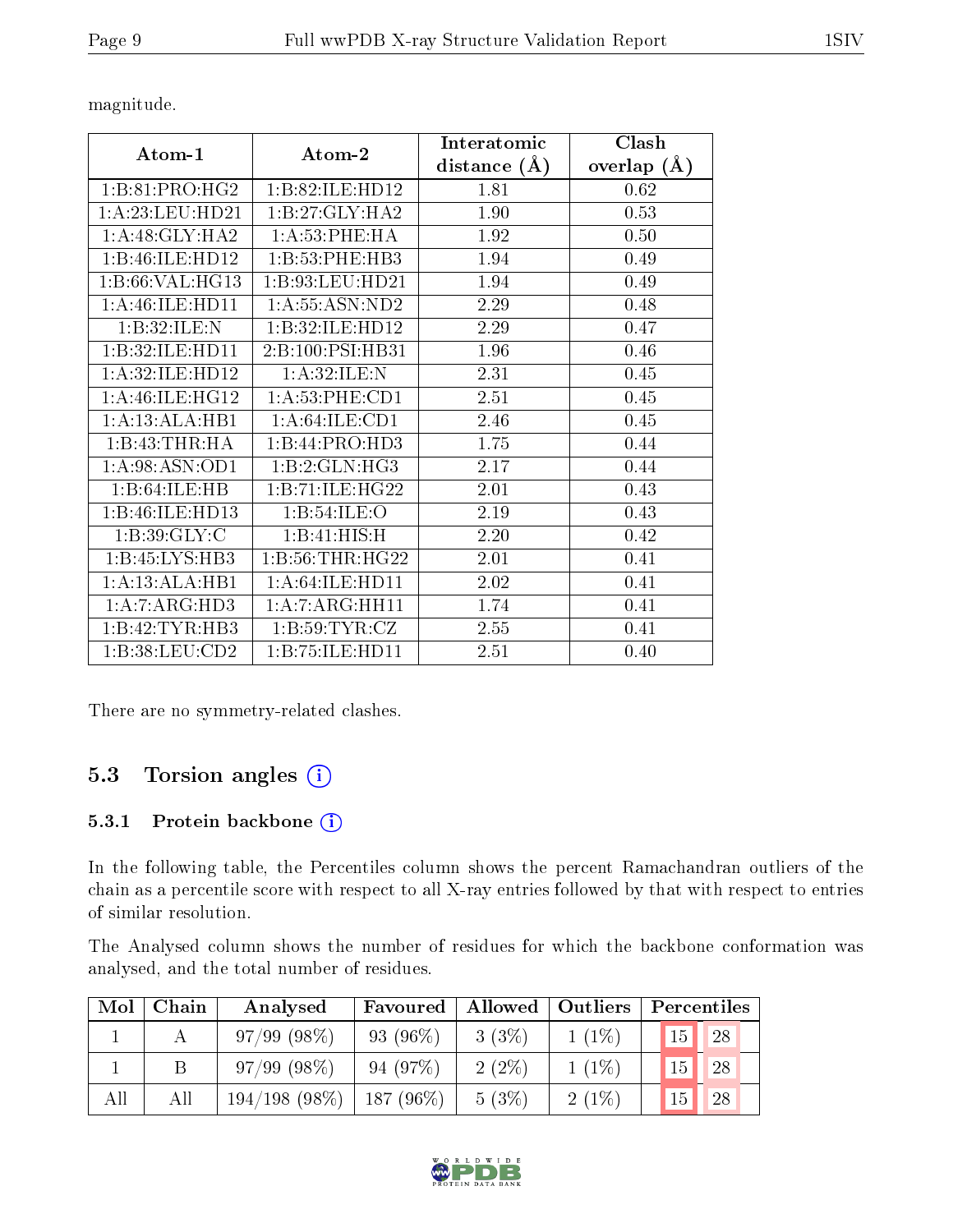magnitude.

| Atom-1 | Atom-2 | Interatomic distance (Å) | Clash overlap (Å) |
|---|---|---|---|
| 1:B:81:PRO:HG2 | 1:B:82:ILE:HD12 | 1.81 | 0.62 |
| 1:A:23:LEU:HD21 | 1:B:27:GLY:HA2 | 1.90 | 0.53 |
| 1:A:48:GLY:HA2 | 1:A:53:PHE:HA | 1.92 | 0.50 |
| 1:B:46:ILE:HD12 | 1:B:53:PHE:HB3 | 1.94 | 0.49 |
| 1:B:66:VAL:HG13 | 1:B:93:LEU:HD21 | 1.94 | 0.49 |
| 1:A:46:ILE:HD11 | 1:A:55:ASN:ND2 | 2.29 | 0.48 |
| 1:B:32:ILE:N | 1:B:32:ILE:HD12 | 2.29 | 0.47 |
| 1:B:32:ILE:HD11 | 2:B:100:PSI:HB31 | 1.96 | 0.46 |
| 1:A:32:ILE:HD12 | 1:A:32:ILE:N | 2.31 | 0.45 |
| 1:A:46:ILE:HG12 | 1:A:53:PHE:CD1 | 2.51 | 0.45 |
| 1:A:13:ALA:HB1 | 1:A:64:ILE:CD1 | 2.46 | 0.45 |
| 1:B:43:THR:HA | 1:B:44:PRO:HD3 | 1.75 | 0.44 |
| 1:A:98:ASN:OD1 | 1:B:2:GLN:HG3 | 2.17 | 0.44 |
| 1:B:64:ILE:HB | 1:B:71:ILE:HG22 | 2.01 | 0.43 |
| 1:B:46:ILE:HD13 | 1:B:54:ILE:O | 2.19 | 0.43 |
| 1:B:39:GLY:C | 1:B:41:HIS:H | 2.20 | 0.42 |
| 1:B:45:LYS:HB3 | 1:B:56:THR:HG22 | 2.01 | 0.41 |
| 1:A:13:ALA:HB1 | 1:A:64:ILE:HD11 | 2.02 | 0.41 |
| 1:A:7:ARG:HD3 | 1:A:7:ARG:HH11 | 1.74 | 0.41 |
| 1:B:42:TYR:HB3 | 1:B:59:TYR:CZ | 2.55 | 0.41 |
| 1:B:38:LEU:CD2 | 1:B:75:ILE:HD11 | 2.51 | 0.40 |

There are no symmetry-related clashes.

## 5.3 Torsion angles

### 5.3.1 Protein backbone

In the following table, the Percentiles column shows the percent Ramachandran outliers of the chain as a percentile score with respect to all X-ray entries followed by that with respect to entries of similar resolution.

The Analysed column shows the number of residues for which the backbone conformation was analysed, and the total number of residues.

| Mol | Chain | Analysed | Favoured | Allowed | Outliers | Percentiles | |
|---|---|---|---|---|---|---|---|
| 1 | A | 97/99 (98%) | 93 (96%) | 3 (3%) | 1 (1%) | 15 | 28 |
| 1 | B | 97/99 (98%) | 94 (97%) | 2 (2%) | 1 (1%) | 15 | 28 |
| All | All | 194/198 (98%) | 187 (96%) | 5 (3%) | 2 (1%) | 15 | 28 |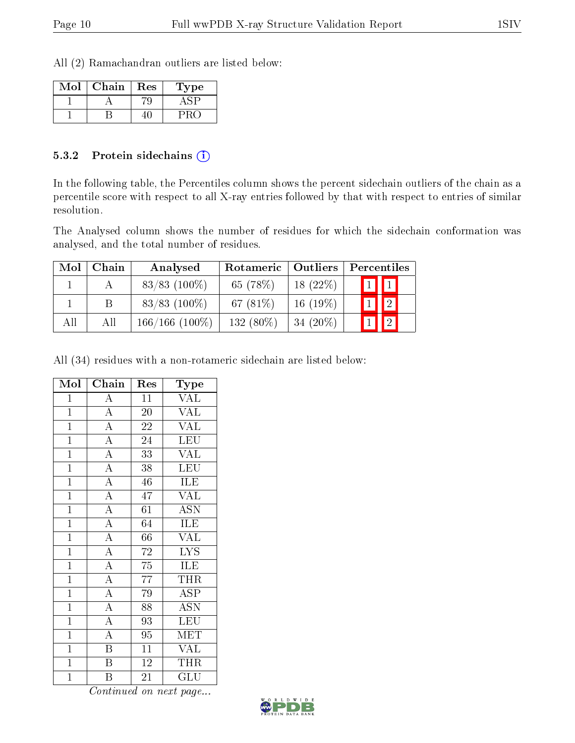All (2) Ramachandran outliers are listed below:

| Mol | Chain | Res | Type |
|---|---|---|---|
| 1 | A | 79 | ASP |
| 1 | B | 40 | PRO |

### 5.3.2 Protein sidechains (i)

In the following table, the Percentiles column shows the percent sidechain outliers of the chain as a percentile score with respect to all X-ray entries followed by that with respect to entries of similar resolution.

The Analysed column shows the number of residues for which the sidechain conformation was analysed, and the total number of residues.

| Mol | Chain | Analysed | Rotameric | Outliers | Percentiles | |
|---|---|---|---|---|---|---|
| 1 | A | 83/83 (100%) | 65 (78%) | 18 (22%) | 1 | 1 |
| 1 | B | 83/83 (100%) | 67 (81%) | 16 (19%) | 1 | 2 |
| All | All | 166/166 (100%) | 132 (80%) | 34 (20%) | 1 | 2 |

All (34) residues with a non-rotameric sidechain are listed below:

| Mol | Chain | Res | Type |
|---|---|---|---|
| 1 | A | 11 | VAL |
| 1 | A | 20 | VAL |
| 1 | A | 22 | VAL |
| 1 | A | 24 | LEU |
| 1 | A | 33 | VAL |
| 1 | A | 38 | LEU |
| 1 | A | 46 | ILE |
| 1 | A | 47 | VAL |
| 1 | A | 61 | ASN |
| 1 | A | 64 | ILE |
| 1 | A | 66 | VAL |
| 1 | A | 72 | LYS |
| 1 | A | 75 | ILE |
| 1 | A | 77 | THR |
| 1 | A | 79 | ASP |
| 1 | A | 88 | ASN |
| 1 | A | 93 | LEU |
| 1 | A | 95 | MET |
| 1 | B | 11 | VAL |
| 1 | B | 12 | THR |
| 1 | B | 21 | GLU |

*Continued on next page...*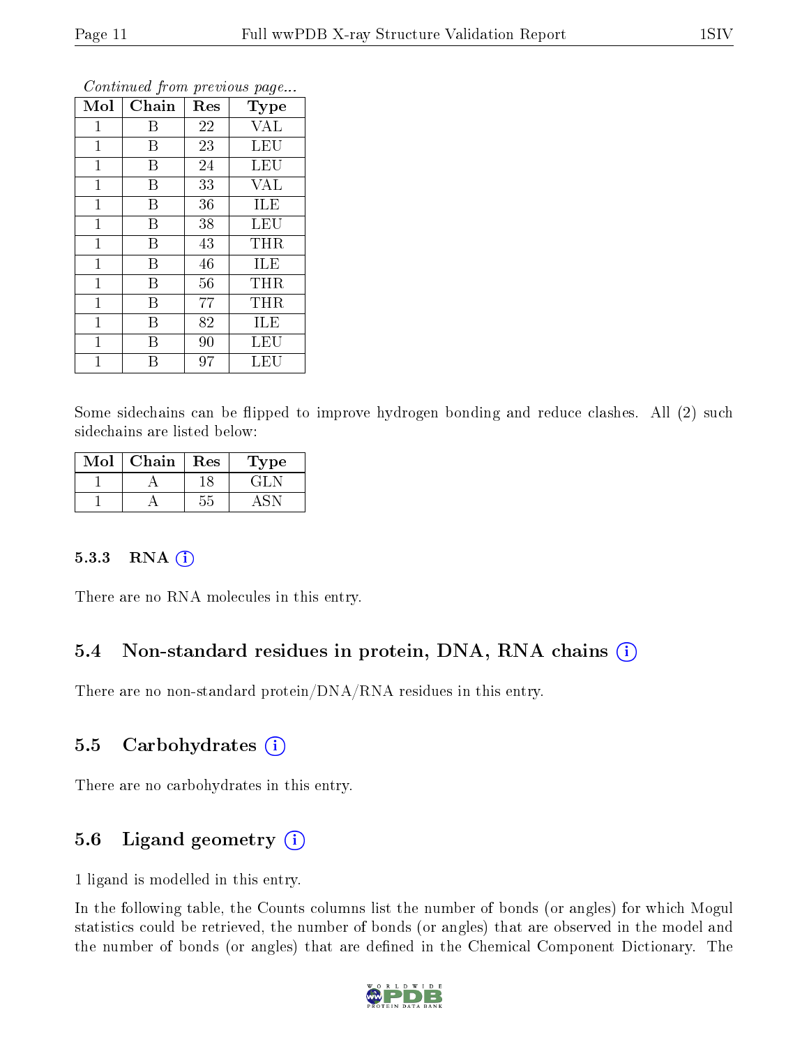*Continued from previous page...*

| Mol | Chain | Res | Type |
|---|---|---|---|
| 1 | B | 22 | VAL |
| 1 | B | 23 | LEU |
| 1 | B | 24 | LEU |
| 1 | B | 33 | VAL |
| 1 | B | 36 | ILE |
| 1 | B | 38 | LEU |
| 1 | B | 43 | THR |
| 1 | B | 46 | ILE |
| 1 | B | 56 | THR |
| 1 | B | 77 | THR |
| 1 | B | 82 | ILE |
| 1 | B | 90 | LEU |
| 1 | B | 97 | LEU |

Some sidechains can be flipped to improve hydrogen bonding and reduce clashes. All (2) such sidechains are listed below:

| Mol | Chain | Res | Type |
|---|---|---|---|
| 1 | A | 18 | GLN |
| 1 | A | 55 | ASN |

#### 5.3.3 RNA

There are no RNA molecules in this entry.

### 5.4 Non-standard residues in protein, DNA, RNA chains

There are no non-standard protein/DNA/RNA residues in this entry.

### 5.5 Carbohydrates

There are no carbohydrates in this entry.

### 5.6 Ligand geometry

1 ligand is modelled in this entry.

In the following table, the Counts columns list the number of bonds (or angles) for which Mogul statistics could be retrieved, the number of bonds (or angles) that are observed in the model and the number of bonds (or angles) that are defined in the Chemical Component Dictionary. The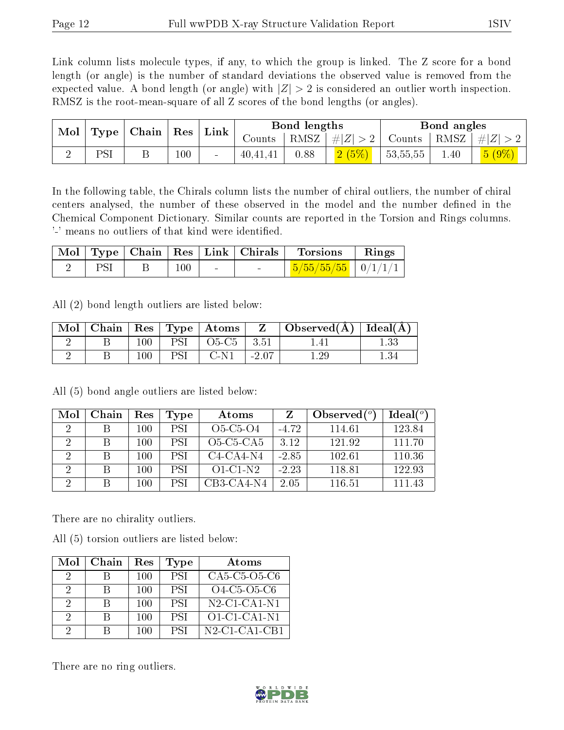Link column lists molecule types, if any, to which the group is linked. The Z score for a bond length (or angle) is the number of standard deviations the observed value is removed from the expected value. A bond length (or angle) with $|Z| > 2$ is considered an outlier worth inspection. RMSZ is the root-mean-square of all Z scores of the bond lengths (or angles).

| Mol | Type | Chain | Res | Link | Bond lengths | | | Bond angles | | |
|---|---|---|---|---|---|---|---|---|---|---|
| | | | | | Counts | RMSZ | $\#\|Z\| > 2$ | Counts | RMSZ | $\#\|Z\| > 2$ |
| 2 | PSI | B | 100 | - | 40,41,41 | 0.88 | 2 (5%) | 53,55,55 | 1.40 | 5 (9%) |

In the following table, the Chirals column lists the number of chiral outliers, the number of chiral centers analysed, the number of these observed in the model and the number defined in the Chemical Component Dictionary. Similar counts are reported in the Torsion and Rings columns. '-' means no outliers of that kind were identified.

| Mol | Type | Chain | Res | Link | Chirals | Torsions | Rings |
|---|---|---|---|---|---|---|---|
| 2 | PSI | B | 100 | - | - | 5/55/55/55 | 0/1/1/1 |

All (2) bond length outliers are listed below:

| Mol | Chain | Res | Type | Atoms | Z | Observed(Å) | Ideal(Å) |
|---|---|---|---|---|---|---|---|
| 2 | B | 100 | PSI | O5-C5 | 3.51 | 1.41 | 1.33 |
| 2 | B | 100 | PSI | C-N1 | -2.07 | 1.29 | 1.34 |

All (5) bond angle outliers are listed below:

| Mol | Chain | Res | Type | Atoms | Z | Observed($^o$) | Ideal($^o$) |
|---|---|---|---|---|---|---|---|
| 2 | B | 100 | PSI | O5-C5-O4 | -4.72 | 114.61 | 123.84 |
| 2 | B | 100 | PSI | O5-C5-CA5 | 3.12 | 121.92 | 111.70 |
| 2 | B | 100 | PSI | C4-CA4-N4 | -2.85 | 102.61 | 110.36 |
| 2 | B | 100 | PSI | O1-C1-N2 | -2.23 | 118.81 | 122.93 |
| 2 | B | 100 | PSI | CB3-CA4-N4 | 2.05 | 116.51 | 111.43 |

There are no chirality outliers.

All (5) torsion outliers are listed below:

| Mol | Chain | Res | Type | Atoms |
|---|---|---|---|---|
| 2 | B | 100 | PSI | CA5-C5-O5-C6 |
| 2 | B | 100 | PSI | O4-C5-O5-C6 |
| 2 | B | 100 | PSI | N2-C1-CA1-N1 |
| 2 | B | 100 | PSI | O1-C1-CA1-N1 |
| 2 | B | 100 | PSI | N2-C1-CA1-CB1 |

There are no ring outliers.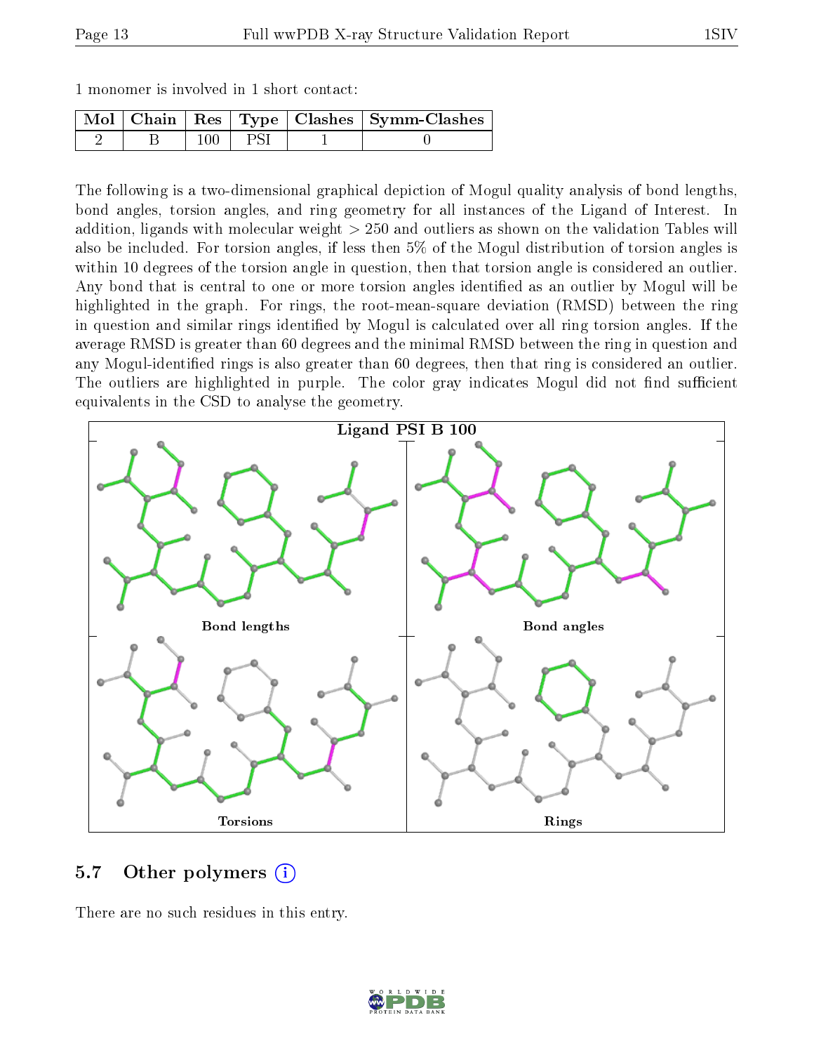1 monomer is involved in 1 short contact:

| Mol | Chain | Res | Type | Clashes | Symm-Clashes |
|---|---|---|---|---|---|
| 2 | B | 100 | PSI | 1 | 0 |

The following is a two-dimensional graphical depiction of Mogul quality analysis of bond lengths, bond angles, torsion angles, and ring geometry for all instances of the Ligand of Interest. In addition, ligands with molecular weight > 250 and outliers as shown on the validation Tables will also be included. For torsion angles, if less then 5% of the Mogul distribution of torsion angles is within 10 degrees of the torsion angle in question, then that torsion angle is considered an outlier. Any bond that is central to one or more torsion angles identified as an outlier by Mogul will be highlighted in the graph. For rings, the root-mean-square deviation (RMSD) between the ring in question and similar rings identified by Mogul is calculated over all ring torsion angles. If the average RMSD is greater than 60 degrees and the minimal RMSD between the ring in question and any Mogul-identified rings is also greater than 60 degrees, then that ring is considered an outlier. The outliers are highlighted in purple. The color gray indicates Mogul did not find sufficient equivalents in the CSD to analyse the geometry.

Ligand PSI B 100

Bond lengths

Bond angles

Torsions

Rings

## 5.7 Other polymers

There are no such residues in this entry.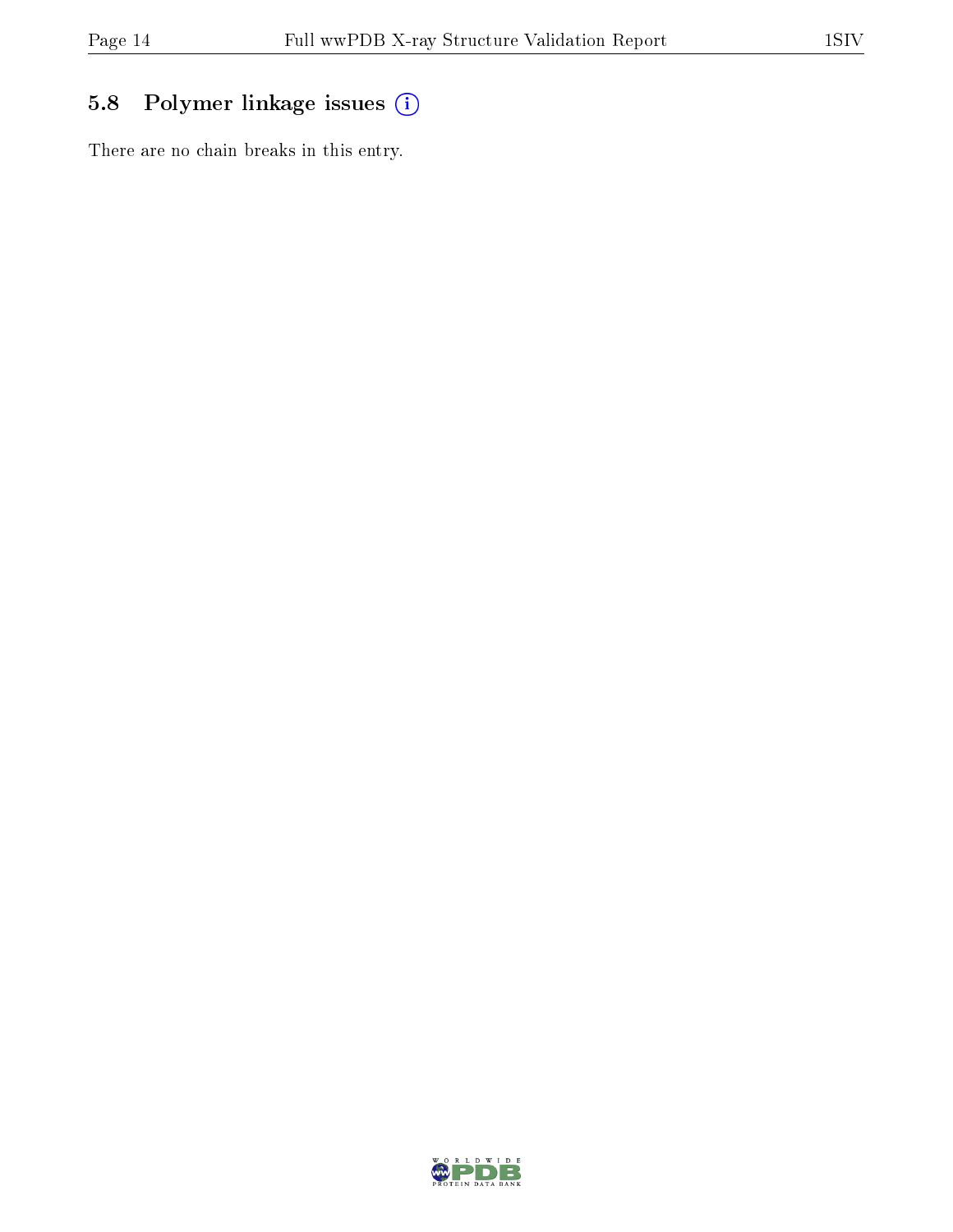## 5.8 Polymer linkage issues

There are no chain breaks in this entry.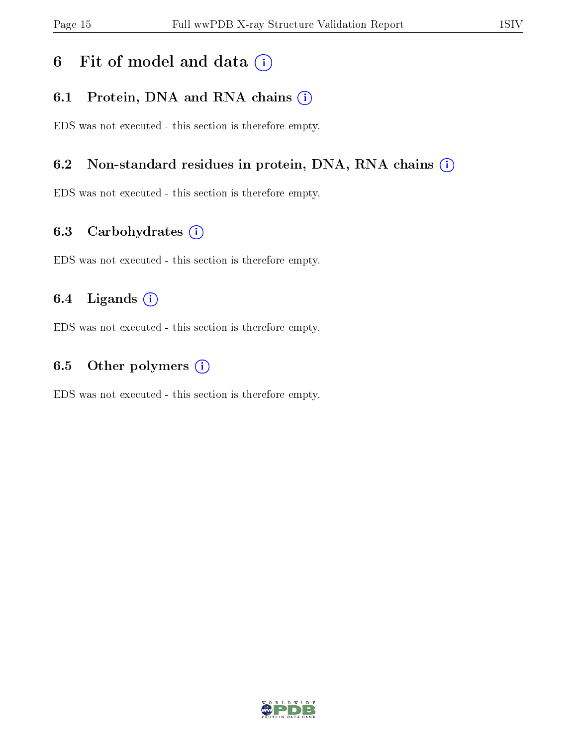# 6 Fit of model and data

## 6.1 Protein, DNA and RNA chains

EDS was not executed - this section is therefore empty.

## 6.2 Non-standard residues in protein, DNA, RNA chains

EDS was not executed - this section is therefore empty.

## 6.3 Carbohydrates

EDS was not executed - this section is therefore empty.

## 6.4 Ligands

EDS was not executed - this section is therefore empty.

## 6.5 Other polymers

EDS was not executed - this section is therefore empty.